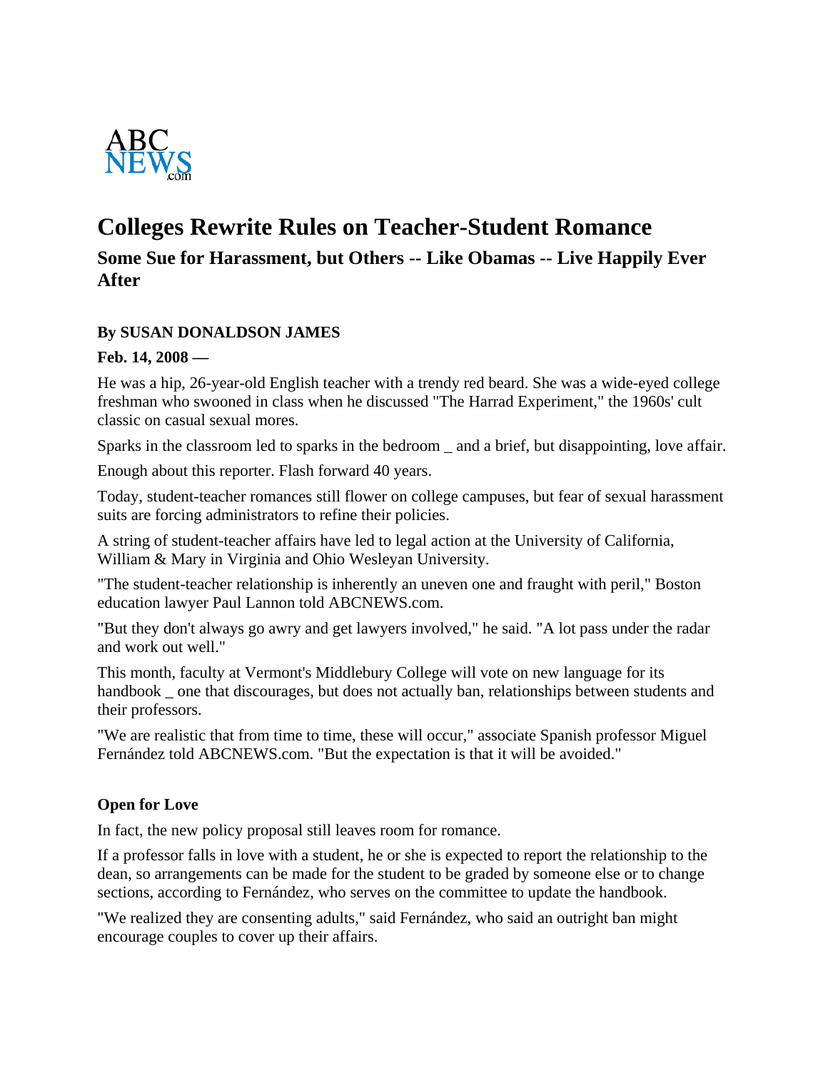ABC NEWS.com

# Colleges Rewrite Rules on Teacher-Student Romance

## Some Sue for Harassment, but Others -- Like Obamas -- Live Happily Ever After

**By SUSAN DONALDSON JAMES**

**Feb. 14, 2008 —**

He was a hip, 26-year-old English teacher with a trendy red beard. She was a wide-eyed college freshman who swooned in class when he discussed "The Harrad Experiment," the 1960s' cult classic on casual sexual mores.

Sparks in the classroom led to sparks in the bedroom _ and a brief, but disappointing, love affair.

Enough about this reporter. Flash forward 40 years.

Today, student-teacher romances still flower on college campuses, but fear of sexual harassment suits are forcing administrators to refine their policies.

A string of student-teacher affairs have led to legal action at the University of California, William & Mary in Virginia and Ohio Wesleyan University.

"The student-teacher relationship is inherently an uneven one and fraught with peril," Boston education lawyer Paul Lannon told ABCNEWS.com.

"But they don't always go awry and get lawyers involved," he said. "A lot pass under the radar and work out well."

This month, faculty at Vermont's Middlebury College will vote on new language for its handbook _ one that discourages, but does not actually ban, relationships between students and their professors.

"We are realistic that from time to time, these will occur," associate Spanish professor Miguel Fernández told ABCNEWS.com. "But the expectation is that it will be avoided."

### Open for Love

In fact, the new policy proposal still leaves room for romance.

If a professor falls in love with a student, he or she is expected to report the relationship to the dean, so arrangements can be made for the student to be graded by someone else or to change sections, according to Fernández, who serves on the committee to update the handbook.

"We realized they are consenting adults," said Fernández, who said an outright ban might encourage couples to cover up their affairs.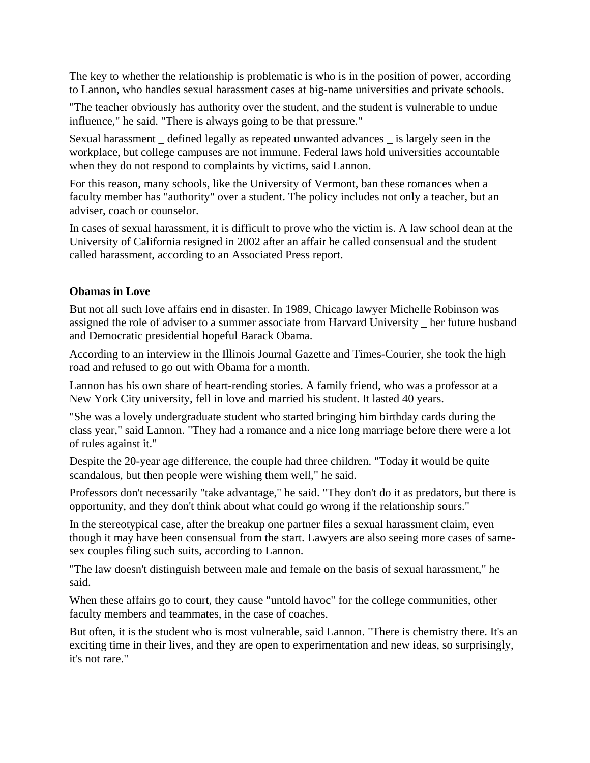The key to whether the relationship is problematic is who is in the position of power, according to Lannon, who handles sexual harassment cases at big-name universities and private schools.

"The teacher obviously has authority over the student, and the student is vulnerable to undue influence," he said. "There is always going to be that pressure."

Sexual harassment _ defined legally as repeated unwanted advances _ is largely seen in the workplace, but college campuses are not immune. Federal laws hold universities accountable when they do not respond to complaints by victims, said Lannon.

For this reason, many schools, like the University of Vermont, ban these romances when a faculty member has "authority" over a student. The policy includes not only a teacher, but an adviser, coach or counselor.

In cases of sexual harassment, it is difficult to prove who the victim is. A law school dean at the University of California resigned in 2002 after an affair he called consensual and the student called harassment, according to an Associated Press report.

**Obamas in Love**

But not all such love affairs end in disaster. In 1989, Chicago lawyer Michelle Robinson was assigned the role of adviser to a summer associate from Harvard University _ her future husband and Democratic presidential hopeful Barack Obama.

According to an interview in the Illinois Journal Gazette and Times-Courier, she took the high road and refused to go out with Obama for a month.

Lannon has his own share of heart-rending stories. A family friend, who was a professor at a New York City university, fell in love and married his student. It lasted 40 years.

"She was a lovely undergraduate student who started bringing him birthday cards during the class year," said Lannon. "They had a romance and a nice long marriage before there were a lot of rules against it."

Despite the 20-year age difference, the couple had three children. "Today it would be quite scandalous, but then people were wishing them well," he said.

Professors don't necessarily "take advantage," he said. "They don't do it as predators, but there is opportunity, and they don't think about what could go wrong if the relationship sours."

In the stereotypical case, after the breakup one partner files a sexual harassment claim, even though it may have been consensual from the start. Lawyers are also seeing more cases of same-sex couples filing such suits, according to Lannon.

"The law doesn't distinguish between male and female on the basis of sexual harassment," he said.

When these affairs go to court, they cause "untold havoc" for the college communities, other faculty members and teammates, in the case of coaches.

But often, it is the student who is most vulnerable, said Lannon. "There is chemistry there. It's an exciting time in their lives, and they are open to experimentation and new ideas, so surprisingly, it's not rare."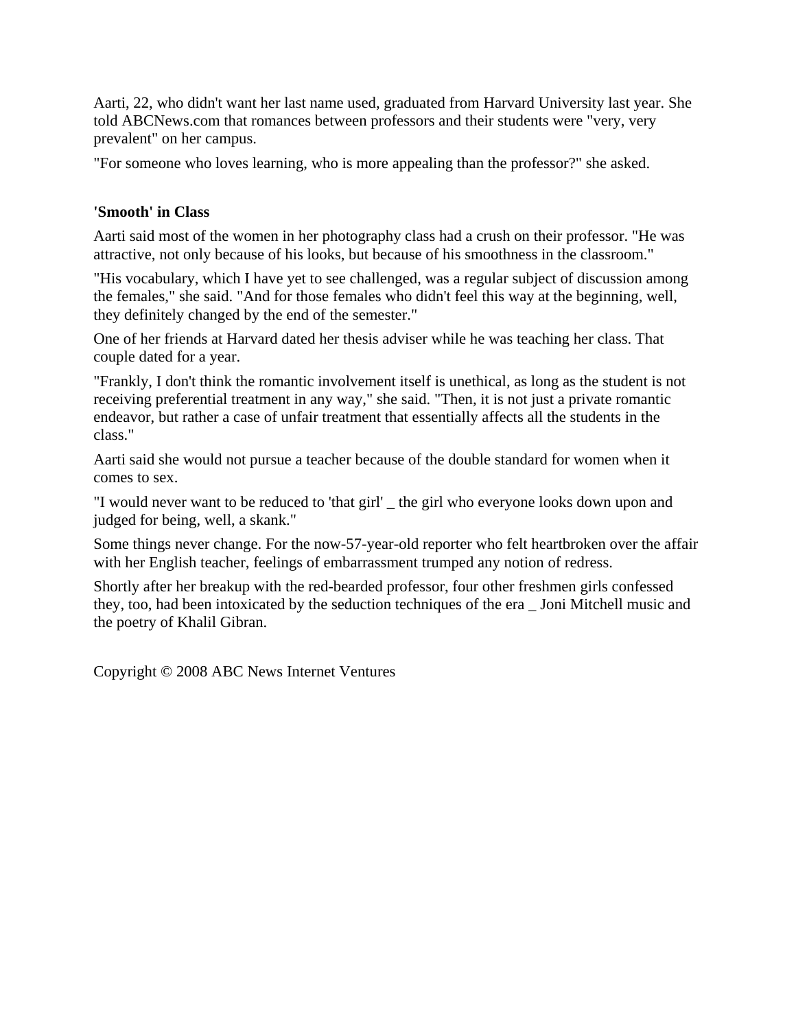Aarti, 22, who didn't want her last name used, graduated from Harvard University last year. She told ABCNews.com that romances between professors and their students were "very, very prevalent" on her campus.

"For someone who loves learning, who is more appealing than the professor?" she asked.

**'Smooth' in Class**

Aarti said most of the women in her photography class had a crush on their professor. "He was attractive, not only because of his looks, but because of his smoothness in the classroom."

"His vocabulary, which I have yet to see challenged, was a regular subject of discussion among the females," she said. "And for those females who didn't feel this way at the beginning, well, they definitely changed by the end of the semester."

One of her friends at Harvard dated her thesis adviser while he was teaching her class. That couple dated for a year.

"Frankly, I don't think the romantic involvement itself is unethical, as long as the student is not receiving preferential treatment in any way," she said. "Then, it is not just a private romantic endeavor, but rather a case of unfair treatment that essentially affects all the students in the class."

Aarti said she would not pursue a teacher because of the double standard for women when it comes to sex.

"I would never want to be reduced to 'that girl' _ the girl who everyone looks down upon and judged for being, well, a skank."

Some things never change. For the now-57-year-old reporter who felt heartbroken over the affair with her English teacher, feelings of embarrassment trumped any notion of redress.

Shortly after her breakup with the red-bearded professor, four other freshmen girls confessed they, too, had been intoxicated by the seduction techniques of the era _ Joni Mitchell music and the poetry of Khalil Gibran.

Copyright © 2008 ABC News Internet Ventures